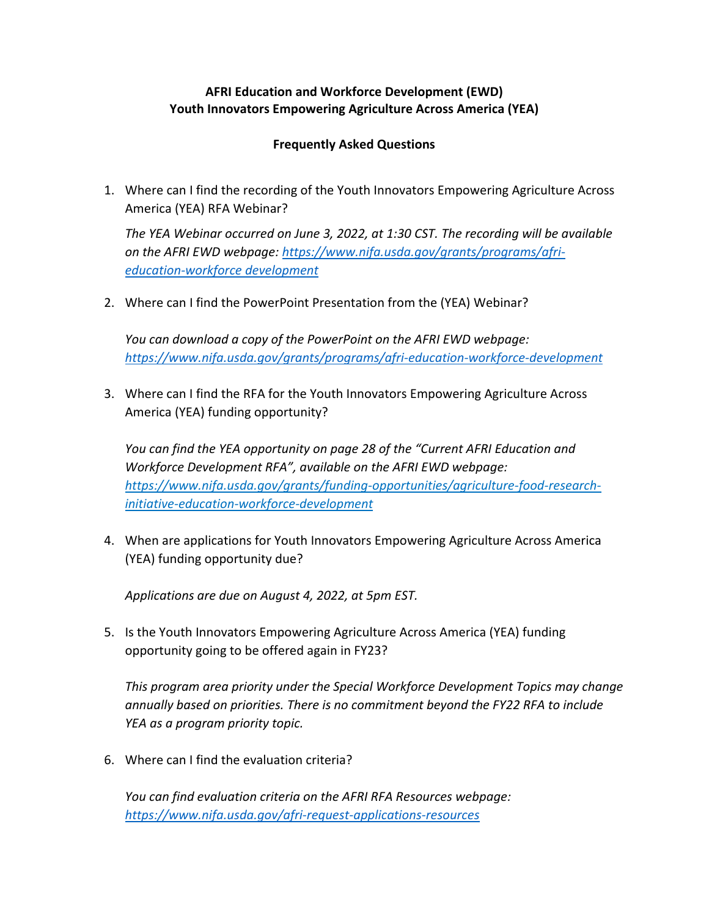**AFRI Education and Workforce Development (EWD)**
**Youth Innovators Empowering Agriculture Across America (YEA)**

**Frequently Asked Questions**

1. Where can I find the recording of the Youth Innovators Empowering Agriculture Across America (YEA) RFA Webinar?

   *The YEA Webinar occurred on June 3, 2022, at 1:30 CST. The recording will be available on the AFRI EWD webpage: [https://www.nifa.usda.gov/grants/programs/afri-education-workforce development](https://www.nifa.usda.gov/grants/programs/afri-education-workforce-development)*

2. Where can I find the PowerPoint Presentation from the (YEA) Webinar?

   *You can download a copy of the PowerPoint on the AFRI EWD webpage: [https://www.nifa.usda.gov/grants/programs/afri-education-workforce-development](https://www.nifa.usda.gov/grants/programs/afri-education-workforce-development)*

3. Where can I find the RFA for the Youth Innovators Empowering Agriculture Across America (YEA) funding opportunity?

   *You can find the YEA opportunity on page 28 of the "Current AFRI Education and Workforce Development RFA", available on the AFRI EWD webpage: [https://www.nifa.usda.gov/grants/funding-opportunities/agriculture-food-research-initiative-education-workforce-development](https://www.nifa.usda.gov/grants/funding-opportunities/agriculture-food-research-initiative-education-workforce-development)*

4. When are applications for Youth Innovators Empowering Agriculture Across America (YEA) funding opportunity due?

   *Applications are due on August 4, 2022, at 5pm EST.*

5. Is the Youth Innovators Empowering Agriculture Across America (YEA) funding opportunity going to be offered again in FY23?

   *This program area priority under the Special Workforce Development Topics may change annually based on priorities. There is no commitment beyond the FY22 RFA to include YEA as a program priority topic.*

6. Where can I find the evaluation criteria?

   *You can find evaluation criteria on the AFRI RFA Resources webpage: [https://www.nifa.usda.gov/afri-request-applications-resources](https://www.nifa.usda.gov/afri-request-applications-resources)*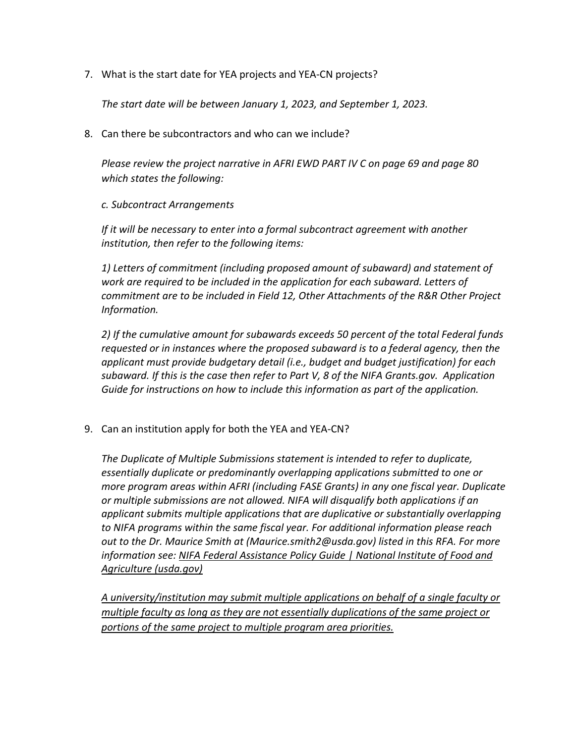7. What is the start date for YEA projects and YEA-CN projects?

   *The start date will be between January 1, 2023, and September 1, 2023.*

8. Can there be subcontractors and who can we include?

   *Please review the project narrative in AFRI EWD PART IV C on page 69 and page 80 which states the following:*

   *c. Subcontract Arrangements*

   *If it will be necessary to enter into a formal subcontract agreement with another institution, then refer to the following items:*

   *1) Letters of commitment (including proposed amount of subaward) and statement of work are required to be included in the application for each subaward. Letters of commitment are to be included in Field 12, Other Attachments of the R&R Other Project Information.*

   *2) If the cumulative amount for subawards exceeds 50 percent of the total Federal funds requested or in instances where the proposed subaward is to a federal agency, then the applicant must provide budgetary detail (i.e., budget and budget justification) for each subaward. If this is the case then refer to Part V, 8 of the NIFA Grants.gov. Application Guide for instructions on how to include this information as part of the application.*

9. Can an institution apply for both the YEA and YEA-CN?

   *The Duplicate of Multiple Submissions statement is intended to refer to duplicate, essentially duplicate or predominantly overlapping applications submitted to one or more program areas within AFRI (including FASE Grants) in any one fiscal year. Duplicate or multiple submissions are not allowed. NIFA will disqualify both applications if an applicant submits multiple applications that are duplicative or substantially overlapping to NIFA programs within the same fiscal year. For additional information please reach out to the Dr. Maurice Smith at (Maurice.smith2@usda.gov) listed in this RFA. For more information see: NIFA Federal Assistance Policy Guide | National Institute of Food and Agriculture (usda.gov)*

   *A university/institution may submit multiple applications on behalf of a single faculty or multiple faculty as long as they are not essentially duplications of the same project or portions of the same project to multiple program area priorities.*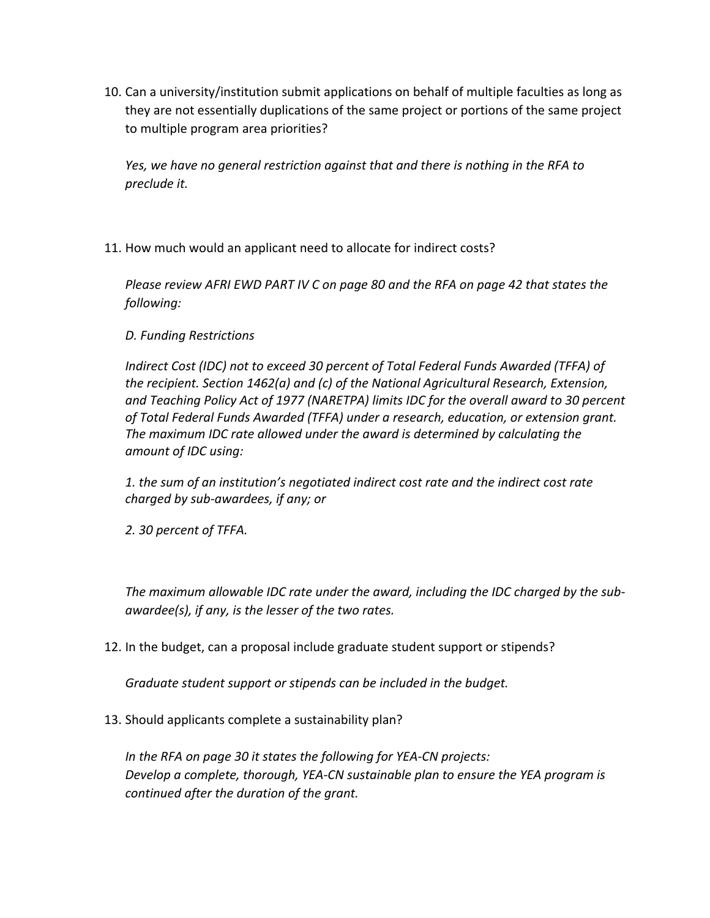10. Can a university/institution submit applications on behalf of multiple faculties as long as they are not essentially duplications of the same project or portions of the same project to multiple program area priorities?

    *Yes, we have no general restriction against that and there is nothing in the RFA to preclude it.*

11. How much would an applicant need to allocate for indirect costs?

    *Please review AFRI EWD PART IV C on page 80 and the RFA on page 42 that states the following:*

    *D. Funding Restrictions*

    *Indirect Cost (IDC) not to exceed 30 percent of Total Federal Funds Awarded (TFFA) of the recipient. Section 1462(a) and (c) of the National Agricultural Research, Extension, and Teaching Policy Act of 1977 (NARETPA) limits IDC for the overall award to 30 percent of Total Federal Funds Awarded (TFFA) under a research, education, or extension grant. The maximum IDC rate allowed under the award is determined by calculating the amount of IDC using:*

    *1. the sum of an institution's negotiated indirect cost rate and the indirect cost rate charged by sub-awardees, if any; or*

    *2. 30 percent of TFFA.*

    *The maximum allowable IDC rate under the award, including the IDC charged by the sub-awardee(s), if any, is the lesser of the two rates.*

12. In the budget, can a proposal include graduate student support or stipends?

    *Graduate student support or stipends can be included in the budget.*

13. Should applicants complete a sustainability plan?

    *In the RFA on page 30 it states the following for YEA-CN projects:*
    *Develop a complete, thorough, YEA-CN sustainable plan to ensure the YEA program is continued after the duration of the grant.*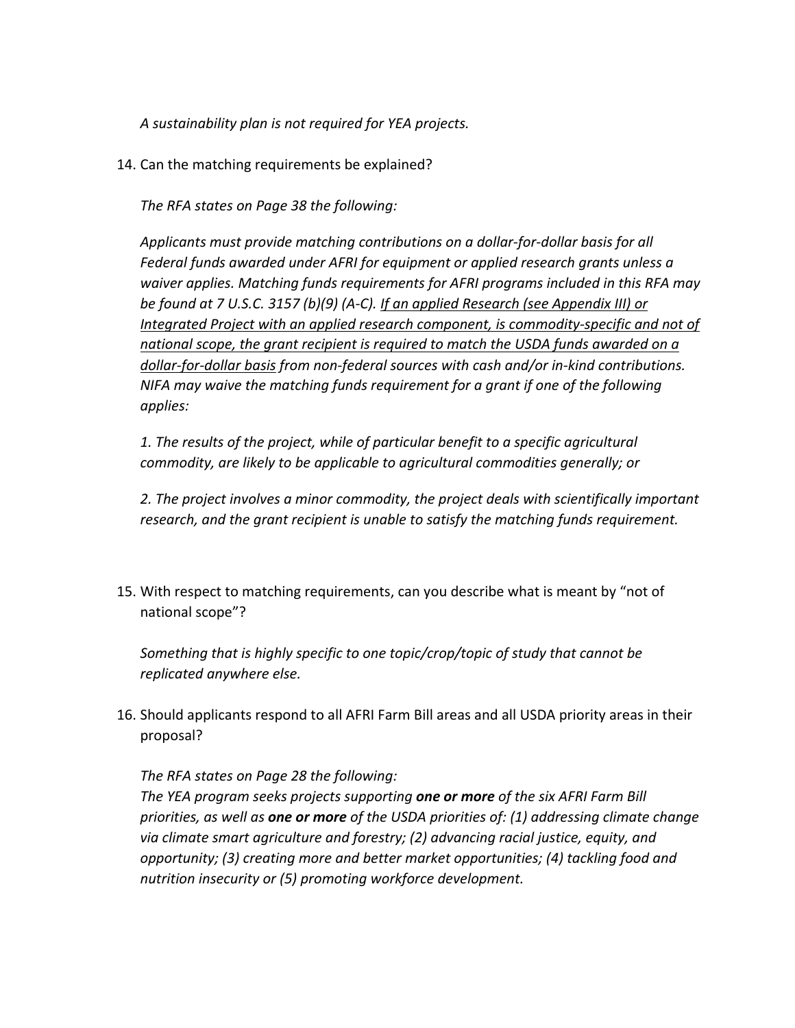*A sustainability plan is not required for YEA projects.*

14. Can the matching requirements be explained?

    *The RFA states on Page 38 the following:*

    *Applicants must provide matching contributions on a dollar-for-dollar basis for all Federal funds awarded under AFRI for equipment or applied research grants unless a waiver applies. Matching funds requirements for AFRI programs included in this RFA may be found at 7 U.S.C. 3157 (b)(9) (A-C). <u>If an applied Research (see Appendix III) or Integrated Project with an applied research component, is commodity-specific and not of national scope, the grant recipient is required to match the USDA funds awarded on a dollar-for-dollar basis</u> from non-federal sources with cash and/or in-kind contributions. NIFA may waive the matching funds requirement for a grant if one of the following applies:*

    *1. The results of the project, while of particular benefit to a specific agricultural commodity, are likely to be applicable to agricultural commodities generally; or*

    *2. The project involves a minor commodity, the project deals with scientifically important research, and the grant recipient is unable to satisfy the matching funds requirement.*

15. With respect to matching requirements, can you describe what is meant by "not of national scope"?

    *Something that is highly specific to one topic/crop/topic of study that cannot be replicated anywhere else.*

16. Should applicants respond to all AFRI Farm Bill areas and all USDA priority areas in their proposal?

    *The RFA states on Page 28 the following:*
    *The YEA program seeks projects supporting **one or more** of the six AFRI Farm Bill priorities, as well as **one or more** of the USDA priorities of: (1) addressing climate change via climate smart agriculture and forestry; (2) advancing racial justice, equity, and opportunity; (3) creating more and better market opportunities; (4) tackling food and nutrition insecurity or (5) promoting workforce development.*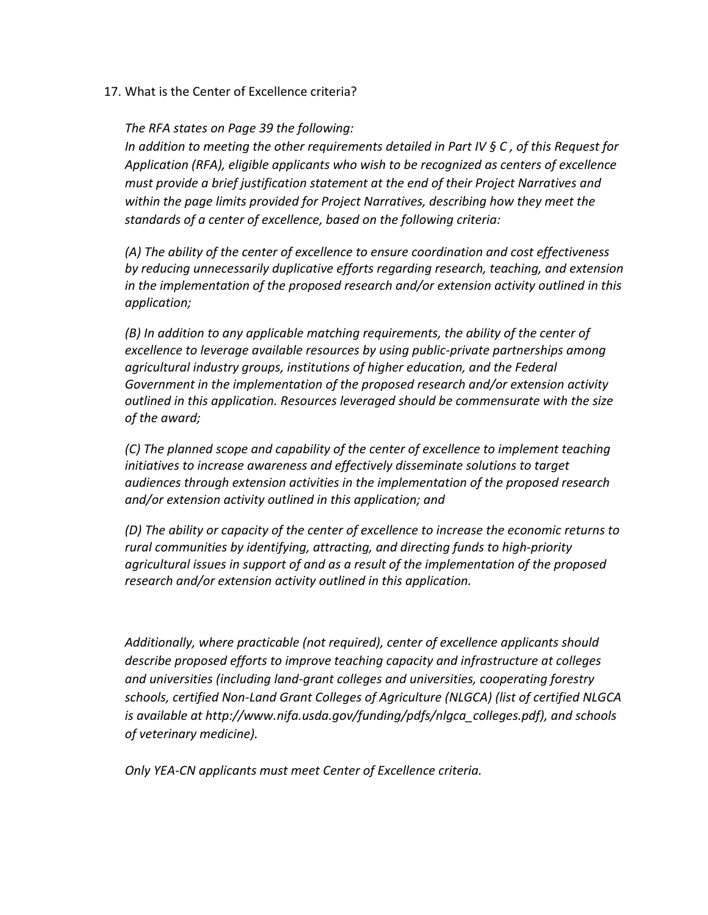17. What is the Center of Excellence criteria?

*The RFA states on Page 39 the following:*

*In addition to meeting the other requirements detailed in Part IV § C , of this Request for Application (RFA), eligible applicants who wish to be recognized as centers of excellence must provide a brief justification statement at the end of their Project Narratives and within the page limits provided for Project Narratives, describing how they meet the standards of a center of excellence, based on the following criteria:*

*(A) The ability of the center of excellence to ensure coordination and cost effectiveness by reducing unnecessarily duplicative efforts regarding research, teaching, and extension in the implementation of the proposed research and/or extension activity outlined in this application;*

*(B) In addition to any applicable matching requirements, the ability of the center of excellence to leverage available resources by using public-private partnerships among agricultural industry groups, institutions of higher education, and the Federal Government in the implementation of the proposed research and/or extension activity outlined in this application. Resources leveraged should be commensurate with the size of the award;*

*(C) The planned scope and capability of the center of excellence to implement teaching initiatives to increase awareness and effectively disseminate solutions to target audiences through extension activities in the implementation of the proposed research and/or extension activity outlined in this application; and*

*(D) The ability or capacity of the center of excellence to increase the economic returns to rural communities by identifying, attracting, and directing funds to high-priority agricultural issues in support of and as a result of the implementation of the proposed research and/or extension activity outlined in this application.*

*Additionally, where practicable (not required), center of excellence applicants should describe proposed efforts to improve teaching capacity and infrastructure at colleges and universities (including land-grant colleges and universities, cooperating forestry schools, certified Non-Land Grant Colleges of Agriculture (NLGCA) (list of certified NLGCA is available at http://www.nifa.usda.gov/funding/pdfs/nlgca_colleges.pdf), and schools of veterinary medicine).*

*Only YEA-CN applicants must meet Center of Excellence criteria.*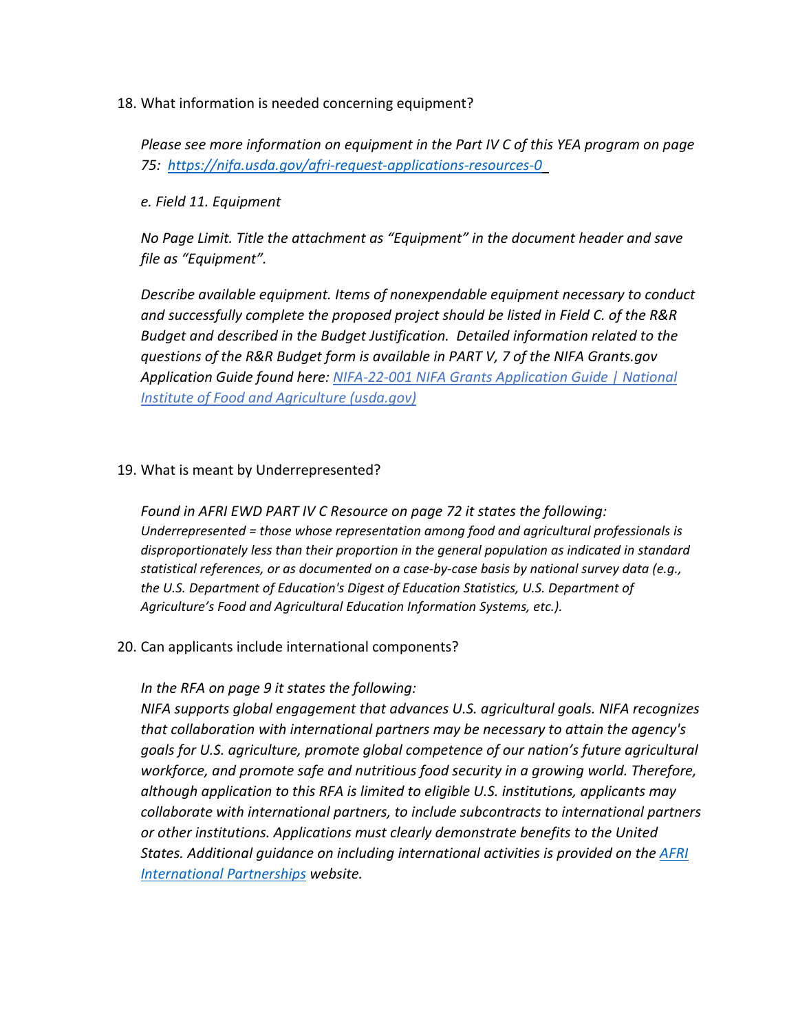18. What information is needed concerning equipment?

    *Please see more information on equipment in the Part IV C of this YEA program on page 75: [https://nifa.usda.gov/afri-request-applications-resources-0](https://nifa.usda.gov/afri-request-applications-resources-0)*

    *e. Field 11. Equipment*

    *No Page Limit. Title the attachment as "Equipment" in the document header and save file as "Equipment".*

    *Describe available equipment. Items of nonexpendable equipment necessary to conduct and successfully complete the proposed project should be listed in Field C. of the R&R Budget and described in the Budget Justification. Detailed information related to the questions of the R&R Budget form is available in PART V, 7 of the NIFA Grants.gov Application Guide found here: [NIFA-22-001 NIFA Grants Application Guide | National Institute of Food and Agriculture (usda.gov)]()*

19. What is meant by Underrepresented?

    *Found in AFRI EWD PART IV C Resource on page 72 it states the following:*
    *Underrepresented = those whose representation among food and agricultural professionals is disproportionately less than their proportion in the general population as indicated in standard statistical references, or as documented on a case-by-case basis by national survey data (e.g., the U.S. Department of Education's Digest of Education Statistics, U.S. Department of Agriculture's Food and Agricultural Education Information Systems, etc.).*

20. Can applicants include international components?

    *In the RFA on page 9 it states the following:*
    *NIFA supports global engagement that advances U.S. agricultural goals. NIFA recognizes that collaboration with international partners may be necessary to attain the agency's goals for U.S. agriculture, promote global competence of our nation's future agricultural workforce, and promote safe and nutritious food security in a growing world. Therefore, although application to this RFA is limited to eligible U.S. institutions, applicants may collaborate with international partners, to include subcontracts to international partners or other institutions. Applications must clearly demonstrate benefits to the United States. Additional guidance on including international activities is provided on the [AFRI International Partnerships]() website.*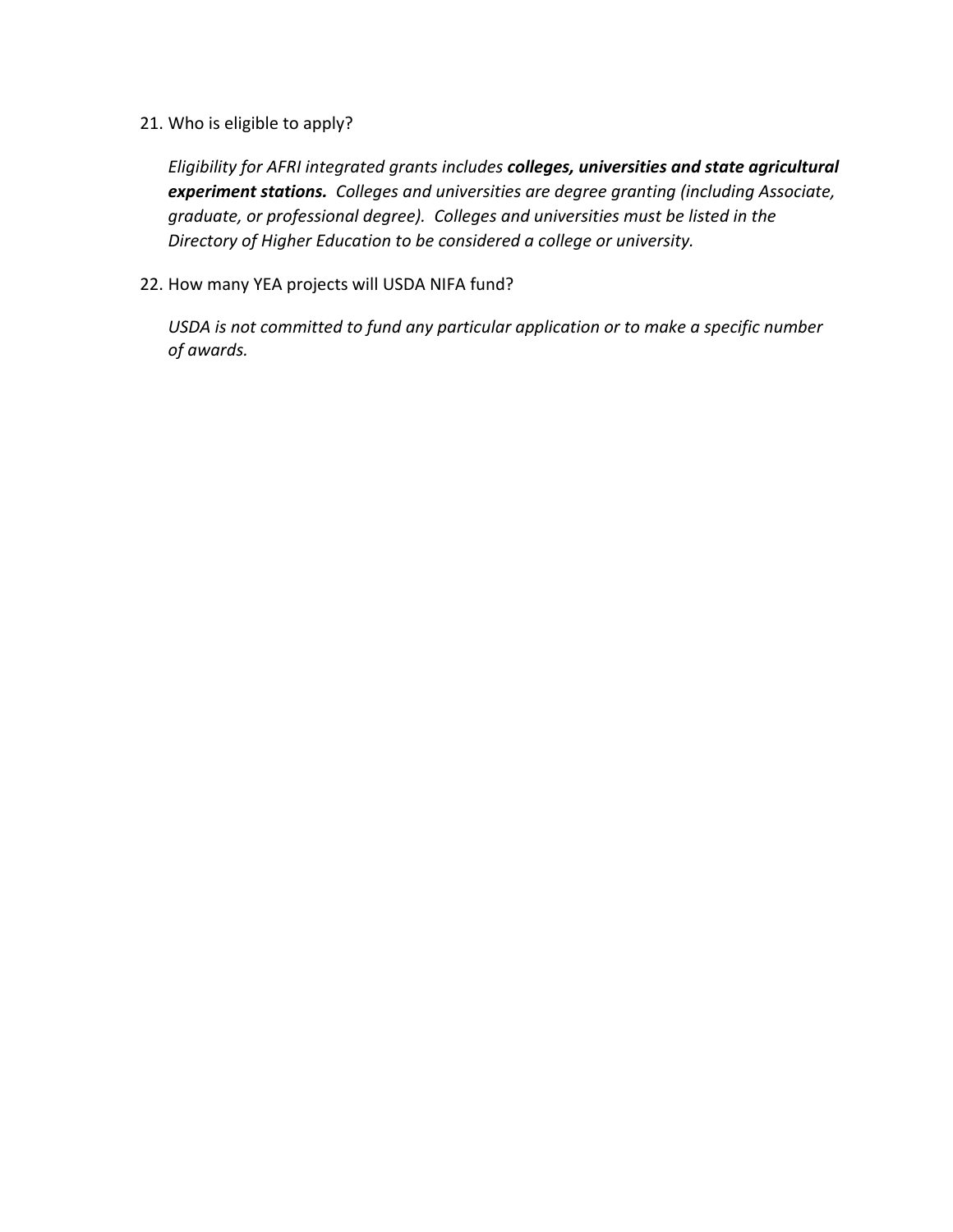21. Who is eligible to apply?

    *Eligibility for AFRI integrated grants includes **colleges, universities and state agricultural experiment stations.** Colleges and universities are degree granting (including Associate, graduate, or professional degree). Colleges and universities must be listed in the Directory of Higher Education to be considered a college or university.*

22. How many YEA projects will USDA NIFA fund?

    *USDA is not committed to fund any particular application or to make a specific number of awards.*